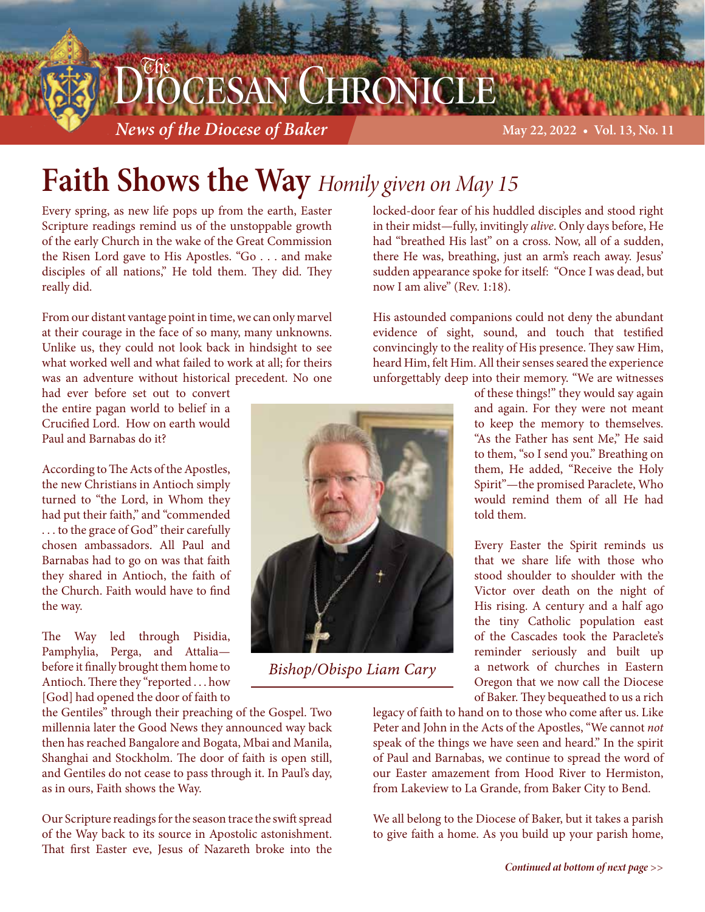# The Diocesan Chronicle

*News of the Diocese of Baker*

May 22, 2022 • Vol. 13, No. 11

## Faith Shows the Way *Homily given on May 15*

Every spring, as new life pops up from the earth, Easter Scripture readings remind us of the unstoppable growth of the early Church in the wake of the Great Commission the Risen Lord gave to His Apostles. "Go . . . and make disciples of all nations," He told them. They did. They really did.

From our distant vantage point in time, we can only marvel at their courage in the face of so many, many unknowns. Unlike us, they could not look back in hindsight to see what worked well and what failed to work at all; for theirs was an adventure without historical precedent. No one had ever before set out to convert the entire pagan world to belief in a Crucified Lord. How on earth would Paul and Barnabas do it?

According to The Acts of the Apostles, the new Christians in Antioch simply turned to "the Lord, in Whom they had put their faith," and "commended . . . to the grace of God" their carefully chosen ambassadors. All Paul and Barnabas had to go on was that faith they shared in Antioch, the faith of the Church. Faith would have to find the way.

The Way led through Pisidia, Pamphylia, Perga, and Attalia—before it finally brought them home to Antioch. There they "reported . . . how [God] had opened the door of faith to the Gentiles" through their preaching of the Gospel. Two millennia later the Good News they announced way back then has reached Bangalore and Bogata, Mbai and Manila, Shanghai and Stockholm. The door of faith is open still, and Gentiles do not cease to pass through it. In Paul's day, as in ours, Faith shows the Way.

Our Scripture readings for the season trace the swift spread of the Way back to its source in Apostolic astonishment. That first Easter eve, Jesus of Nazareth broke into the locked-door fear of his huddled disciples and stood right in their midst—fully, invitingly *alive*. Only days before, He had "breathed His last" on a cross. Now, all of a sudden, there He was, breathing, just an arm's reach away. Jesus' sudden appearance spoke for itself: "Once I was dead, but now I am alive" (Rev. 1:18).

His astounded companions could not deny the abundant evidence of sight, sound, and touch that testified convincingly to the reality of His presence. They saw Him, heard Him, felt Him. All their senses seared the experience unforgettably deep into their memory. "We are witnesses of these things!" they would say again and again. For they were not meant to keep the memory to themselves. "As the Father has sent Me," He said to them, "so I send you." Breathing on them, He added, "Receive the Holy Spirit"—the promised Paraclete, Who would remind them of all He had told them.

*Bishop/Obispo Liam Cary*

Every Easter the Spirit reminds us that we share life with those who stood shoulder to shoulder with the Victor over death on the night of His rising. A century and a half ago the tiny Catholic population east of the Cascades took the Paraclete's reminder seriously and built up a network of churches in Eastern Oregon that we now call the Diocese of Baker. They bequeathed to us a rich legacy of faith to hand on to those who come after us. Like Peter and John in the Acts of the Apostles, "We cannot *not* speak of the things we have seen and heard." In the spirit of Paul and Barnabas, we continue to spread the word of our Easter amazement from Hood River to Hermiston, from Lakeview to La Grande, from Baker City to Bend.

We all belong to the Diocese of Baker, but it takes a parish to give faith a home. As you build up your parish home,

*Continued at bottom of next page >>*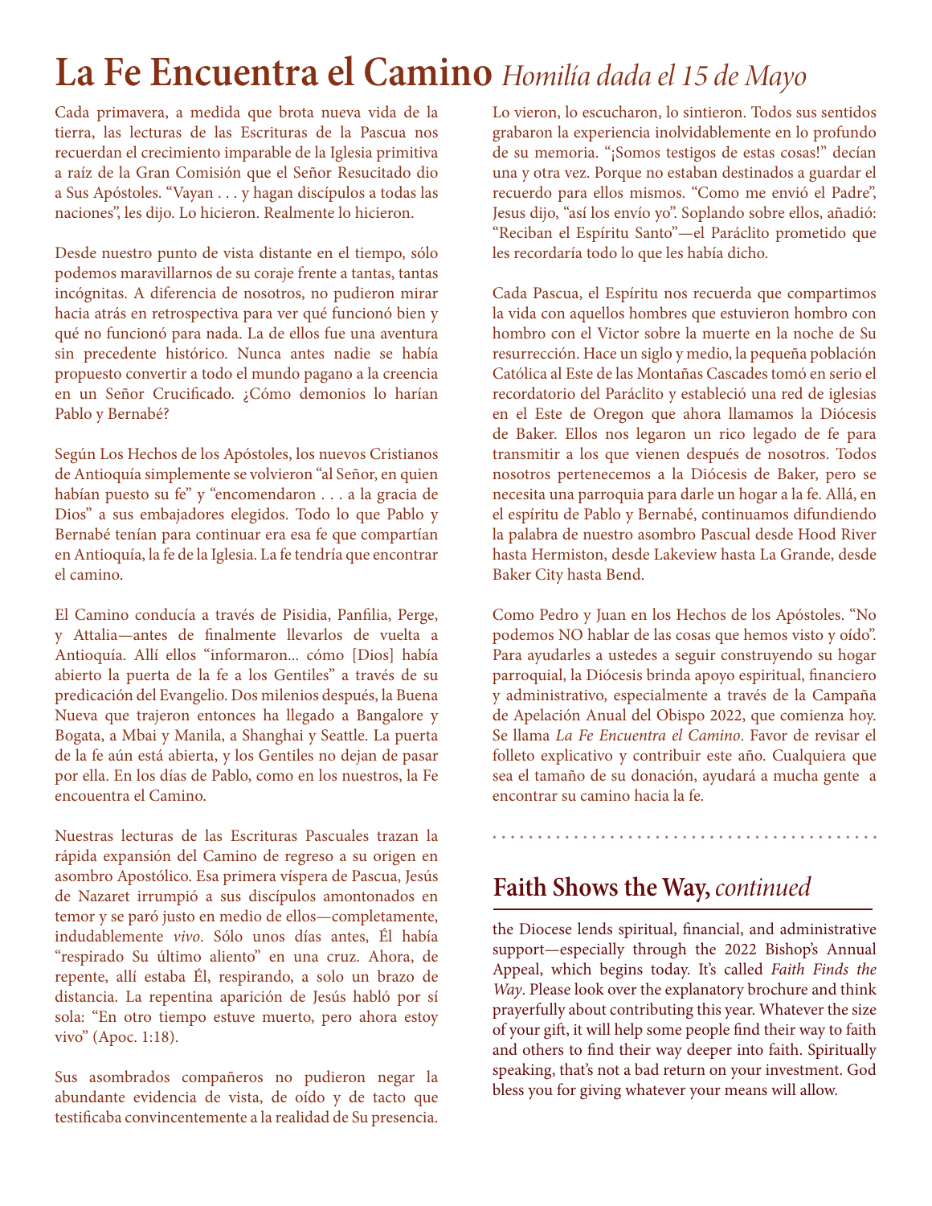# La Fe Encuentra el Camino *Homilía dada el 15 de Mayo*

Cada primavera, a medida que brota nueva vida de la tierra, las lecturas de las Escrituras de la Pascua nos recuerdan el crecimiento imparable de la Iglesia primitiva a raíz de la Gran Comisión que el Señor Resucitado dio a Sus Apóstoles. "Vayan . . . y hagan discípulos a todas las naciones", les dijo. Lo hicieron. Realmente lo hicieron.

Desde nuestro punto de vista distante en el tiempo, sólo podemos maravillarnos de su coraje frente a tantas, tantas incógnitas. A diferencia de nosotros, no pudieron mirar hacia atrás en retrospectiva para ver qué funcionó bien y qué no funcionó para nada. La de ellos fue una aventura sin precedente histórico. Nunca antes nadie se había propuesto convertir a todo el mundo pagano a la creencia en un Señor Crucificado. ¿Cómo demonios lo harían Pablo y Bernabé?

Según Los Hechos de los Apóstoles, los nuevos Cristianos de Antioquía simplemente se volvieron "al Señor, en quien habían puesto su fe" y "encomendaron . . . a la gracia de Dios" a sus embajadores elegidos. Todo lo que Pablo y Bernabé tenían para continuar era esa fe que compartían en Antioquía, la fe de la Iglesia. La fe tendría que encontrar el camino.

El Camino conducía a través de Pisidia, Panfilia, Perge, y Attalia—antes de finalmente llevarlos de vuelta a Antioquía. Allí ellos "informaron... cómo [Dios] había abierto la puerta de la fe a los Gentiles" a través de su predicación del Evangelio. Dos milenios después, la Buena Nueva que trajeron entonces ha llegado a Bangalore y Bogata, a Mbai y Manila, a Shanghai y Seattle. La puerta de la fe aún está abierta, y los Gentiles no dejan de pasar por ella. En los días de Pablo, como en los nuestros, la Fe encouentra el Camino.

Nuestras lecturas de las Escrituras Pascuales trazan la rápida expansión del Camino de regreso a su origen en asombro Apostólico. Esa primera víspera de Pascua, Jesús de Nazaret irrumpió a sus discípulos amontonados en temor y se paró justo en medio de ellos—completamente, indudablemente *vivo*. Sólo unos días antes, Él había "respirado Su último aliento" en una cruz. Ahora, de repente, allí estaba Él, respirando, a solo un brazo de distancia. La repentina aparición de Jesús habló por sí sola: "En otro tiempo estuve muerto, pero ahora estoy vivo" (Apoc. 1:18).

Sus asombrados compañeros no pudieron negar la abundante evidencia de vista, de oído y de tacto que testificaba convincentemente a la realidad de Su presencia. Lo vieron, lo escucharon, lo sintieron. Todos sus sentidos grabaron la experiencia inolvidablemente en lo profundo de su memoria. "¡Somos testigos de estas cosas!" decían una y otra vez. Porque no estaban destinados a guardar el recuerdo para ellos mismos. "Como me envió el Padre", Jesus dijo, "así los envío yo". Soplando sobre ellos, añadió: "Reciban el Espíritu Santo"—el Paráclito prometido que les recordaría todo lo que les había dicho.

Cada Pascua, el Espíritu nos recuerda que compartimos la vida con aquellos hombres que estuvieron hombro con hombro con el Victor sobre la muerte en la noche de Su resurrección. Hace un siglo y medio, la pequeña población Católica al Este de las Montañas Cascades tomó en serio el recordatorio del Paráclito y estableció una red de iglesias en el Este de Oregon que ahora llamamos la Diócesis de Baker. Ellos nos legaron un rico legado de fe para transmitir a los que vienen después de nosotros. Todos nosotros pertenecemos a la Diócesis de Baker, pero se necesita una parroquia para darle un hogar a la fe. Allá, en el espíritu de Pablo y Bernabé, continuamos difundiendo la palabra de nuestro asombro Pascual desde Hood River hasta Hermiston, desde Lakeview hasta La Grande, desde Baker City hasta Bend.

Como Pedro y Juan en los Hechos de los Apóstoles. "No podemos NO hablar de las cosas que hemos visto y oído". Para ayudarles a ustedes a seguir construyendo su hogar parroquial, la Diócesis brinda apoyo espiritual, financiero y administrativo, especialmente a través de la Campaña de Apelación Anual del Obispo 2022, que comienza hoy. Se llama *La Fe Encuentra el Camino*. Favor de revisar el folleto explicativo y contribuir este año. Cualquiera que sea el tamaño de su donación, ayudará a mucha gente a encontrar su camino hacia la fe.

## Faith Shows the Way, *continued*

the Diocese lends spiritual, financial, and administrative support—especially through the 2022 Bishop's Annual Appeal, which begins today. It's called *Faith Finds the Way*. Please look over the explanatory brochure and think prayerfully about contributing this year. Whatever the size of your gift, it will help some people find their way to faith and others to find their way deeper into faith. Spiritually speaking, that's not a bad return on your investment. God bless you for giving whatever your means will allow.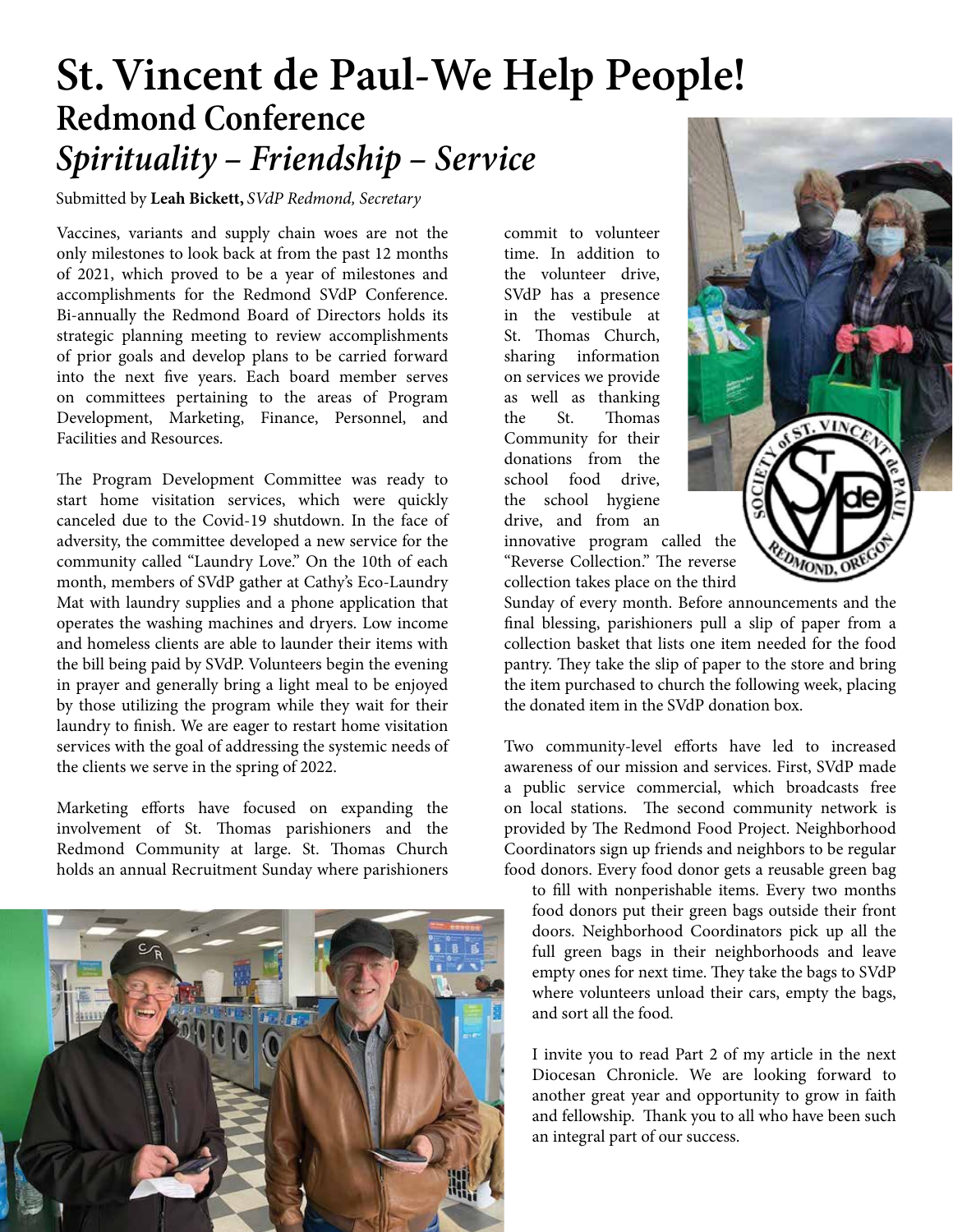# St. Vincent de Paul-We Help People!

## Redmond Conference

## *Spirituality – Friendship – Service*

Submitted by **Leah Bickett,** *SVdP Redmond, Secretary*

Vaccines, variants and supply chain woes are not the only milestones to look back at from the past 12 months of 2021, which proved to be a year of milestones and accomplishments for the Redmond SVdP Conference. Bi-annually the Redmond Board of Directors holds its strategic planning meeting to review accomplishments of prior goals and develop plans to be carried forward into the next five years. Each board member serves on committees pertaining to the areas of Program Development, Marketing, Finance, Personnel, and Facilities and Resources.

The Program Development Committee was ready to start home visitation services, which were quickly canceled due to the Covid-19 shutdown. In the face of adversity, the committee developed a new service for the community called "Laundry Love." On the 10th of each month, members of SVdP gather at Cathy's Eco-Laundry Mat with laundry supplies and a phone application that operates the washing machines and dryers. Low income and homeless clients are able to launder their items with the bill being paid by SVdP. Volunteers begin the evening in prayer and generally bring a light meal to be enjoyed by those utilizing the program while they wait for their laundry to finish. We are eager to restart home visitation services with the goal of addressing the systemic needs of the clients we serve in the spring of 2022.

Marketing efforts have focused on expanding the involvement of St. Thomas parishioners and the Redmond Community at large. St. Thomas Church holds an annual Recruitment Sunday where parishioners commit to volunteer time. In addition to the volunteer drive, SVdP has a presence in the vestibule at St. Thomas Church, sharing information on services we provide as well as thanking the St. Thomas Community for their donations from the school food drive, the school hygiene drive, and from an innovative program called the "Reverse Collection." The reverse collection takes place on the third Sunday of every month. Before announcements and the final blessing, parishioners pull a slip of paper from a collection basket that lists one item needed for the food pantry. They take the slip of paper to the store and bring the item purchased to church the following week, placing the donated item in the SVdP donation box.

Two community-level efforts have led to increased awareness of our mission and services. First, SVdP made a public service commercial, which broadcasts free on local stations. The second community network is provided by The Redmond Food Project. Neighborhood Coordinators sign up friends and neighbors to be regular food donors. Every food donor gets a reusable green bag to fill with nonperishable items. Every two months food donors put their green bags outside their front doors. Neighborhood Coordinators pick up all the full green bags in their neighborhoods and leave empty ones for next time. They take the bags to SVdP where volunteers unload their cars, empty the bags, and sort all the food.

I invite you to read Part 2 of my article in the next Diocesan Chronicle. We are looking forward to another great year and opportunity to grow in faith and fellowship. Thank you to all who have been such an integral part of our success.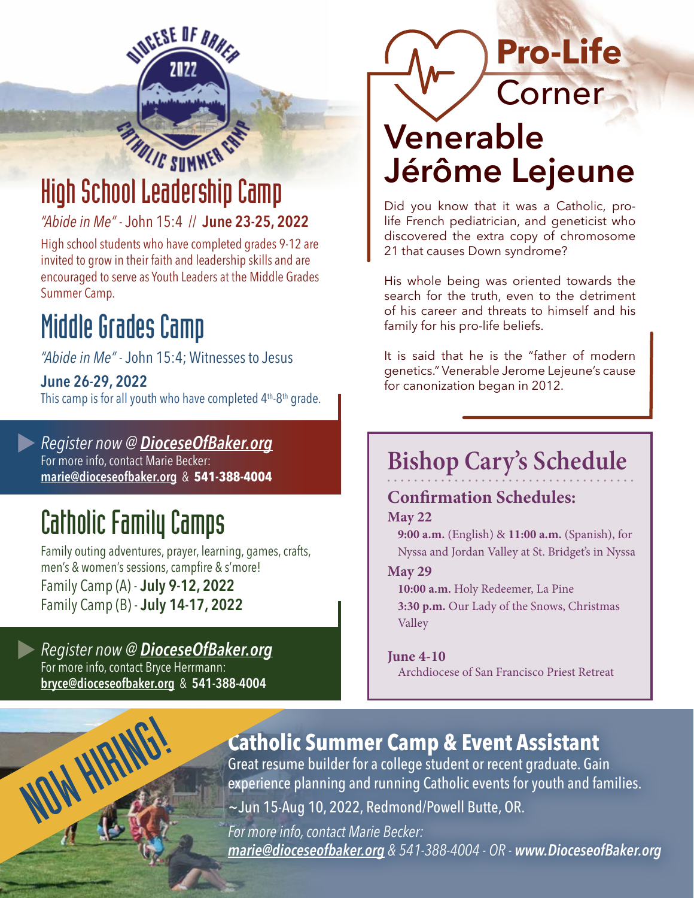DIOCESE OF BAKER 2022 CATHOLIC SUMMER CAMP

# High School Leadership Camp

*"Abide in Me"* - John 15:4 // **June 23-25, 2022**

High school students who have completed grades 9-12 are invited to grow in their faith and leadership skills and are encouraged to serve as Youth Leaders at the Middle Grades Summer Camp.

# Middle Grades Camp

*"Abide in Me"* - John 15:4; Witnesses to Jesus

**June 26-29, 2022**

This camp is for all youth who have completed 4th-8th grade.

*Register now @ **DioceseOfBaker.org***
For more info, contact Marie Becker:
**marie@dioceseofbaker.org** & **541-388-4004**

# Catholic Family Camps

Family outing adventures, prayer, learning, games, crafts, men's & women's sessions, campfire & s'more!

Family Camp (A) - **July 9-12, 2022**
Family Camp (B) - **July 14-17, 2022**

*Register now @ **DioceseOfBaker.org***
For more info, contact Bryce Herrmann:
**bryce@dioceseofbaker.org** & **541-388-4004**

# Pro-Life Corner

## Venerable Jérôme Lejeune

Did you know that it was a Catholic, pro-life French pediatrician, and geneticist who discovered the extra copy of chromosome 21 that causes Down syndrome?

His whole being was oriented towards the search for the truth, even to the detriment of his career and threats to himself and his family for his pro-life beliefs.

It is said that he is the "father of modern genetics." Venerable Jerome Lejeune's cause for canonization began in 2012.

## Bishop Cary's Schedule

### Confirmation Schedules:

**May 22**
**9:00 a.m.** (English) & **11:00 a.m.** (Spanish), for Nyssa and Jordan Valley at St. Bridget's in Nyssa

**May 29**
**10:00 a.m.** Holy Redeemer, La Pine
**3:30 p.m.** Our Lady of the Snows, Christmas Valley

**June 4-10**
Archdiocese of San Francisco Priest Retreat

NOW HIRING!

## Catholic Summer Camp & Event Assistant

Great resume builder for a college student or recent graduate. Gain experience planning and running Catholic events for youth and families.

~Jun 15-Aug 10, 2022, Redmond/Powell Butte, OR.

*For more info, contact Marie Becker:*
*marie@dioceseofbaker.org & 541-388-4004 - OR - **www.DioceseofBaker.org***